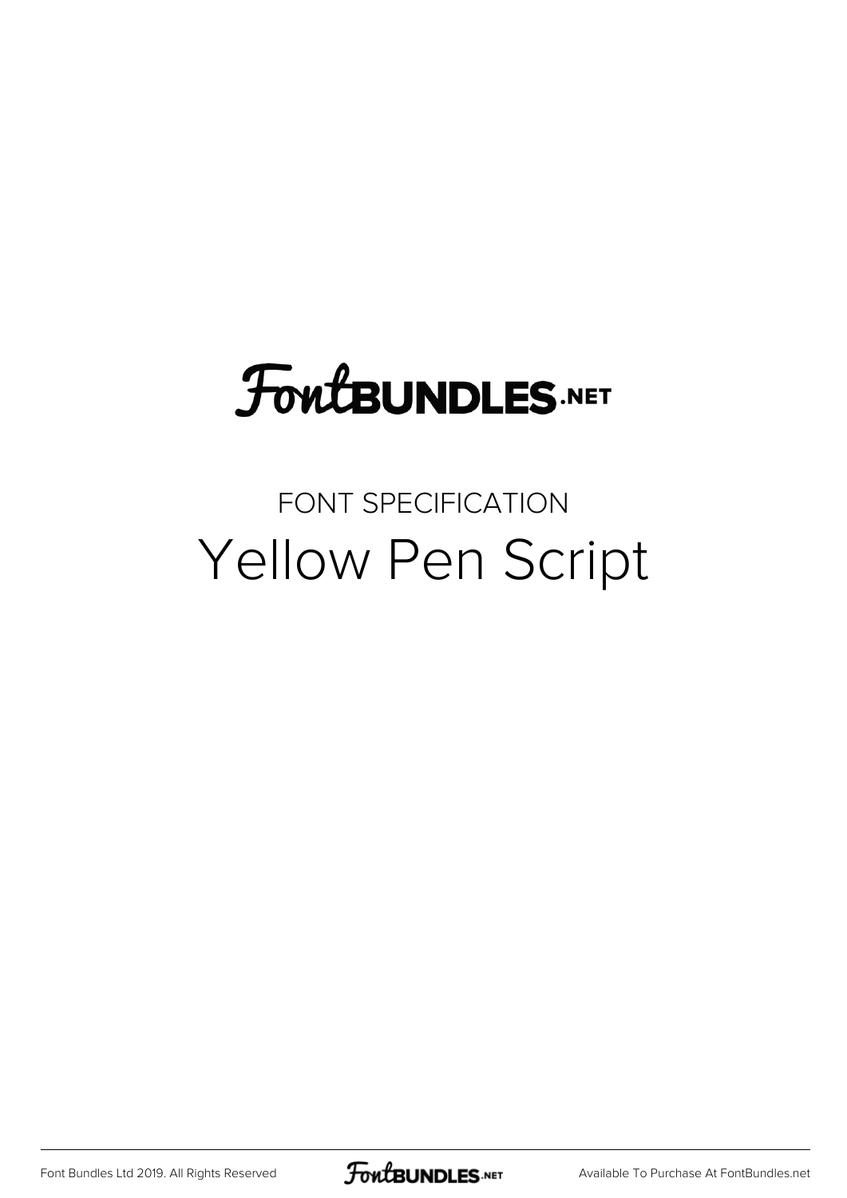FontBUNDLES.NET

FONT SPECIFICATION

# Yellow Pen Script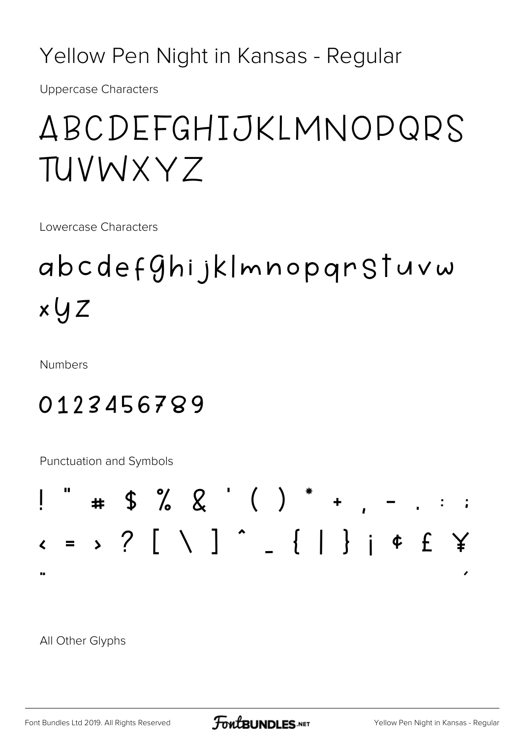# Yellow Pen Night in Kansas - Regular

Uppercase Characters

ABCDEFGHIJKLMNOPQRS
TUVWXYZ

Lowercase Characters

abcdefghijklmnopqrstuvw
xyz

Numbers

0123456789

Punctuation and Symbols

! " # $ % & ' ( ) * + , - . : ;
< = > ? [ \ ] ^ _ { | } ¡ ¢ £ ¥
¨ ´

All Other Glyphs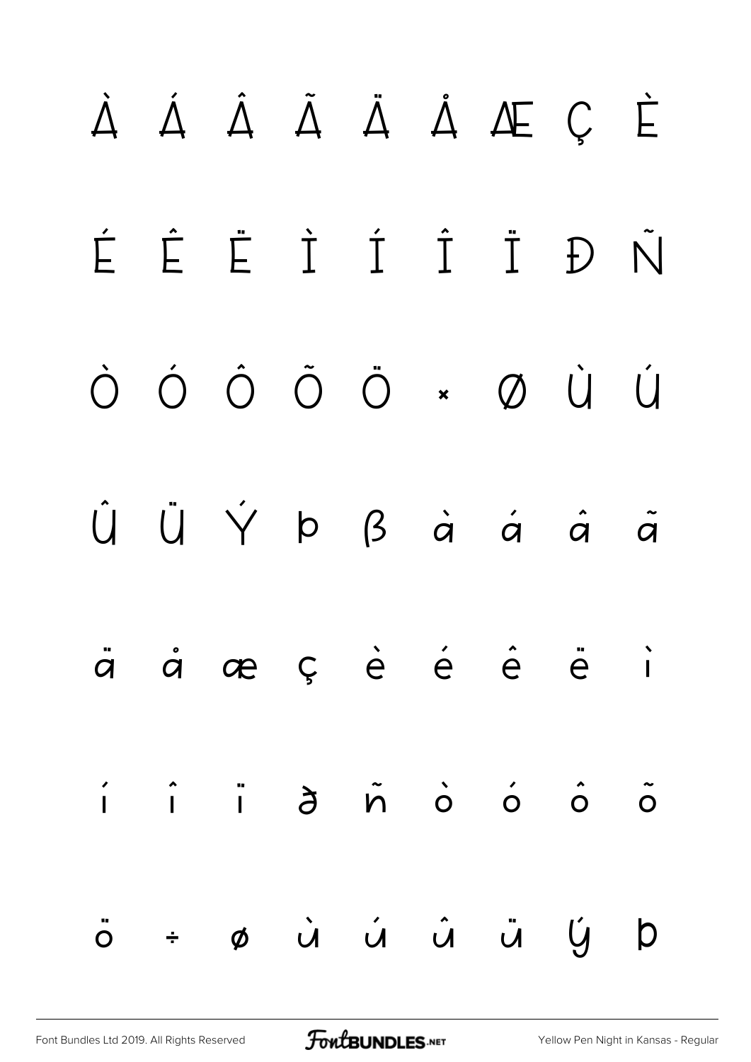À Á Â Ã Ä Å Æ Ç È

É Ê Ë Ì Í Î Ï Ð Ñ

Ò Ó Ô Õ Ö × Ø Ù Ú

Û Ü Ý Þ ß à á â ã

ä å æ ç è é ê ë ì

í î ï ð ñ ò ó ô õ

ö ÷ ø ù ú û ü ý þ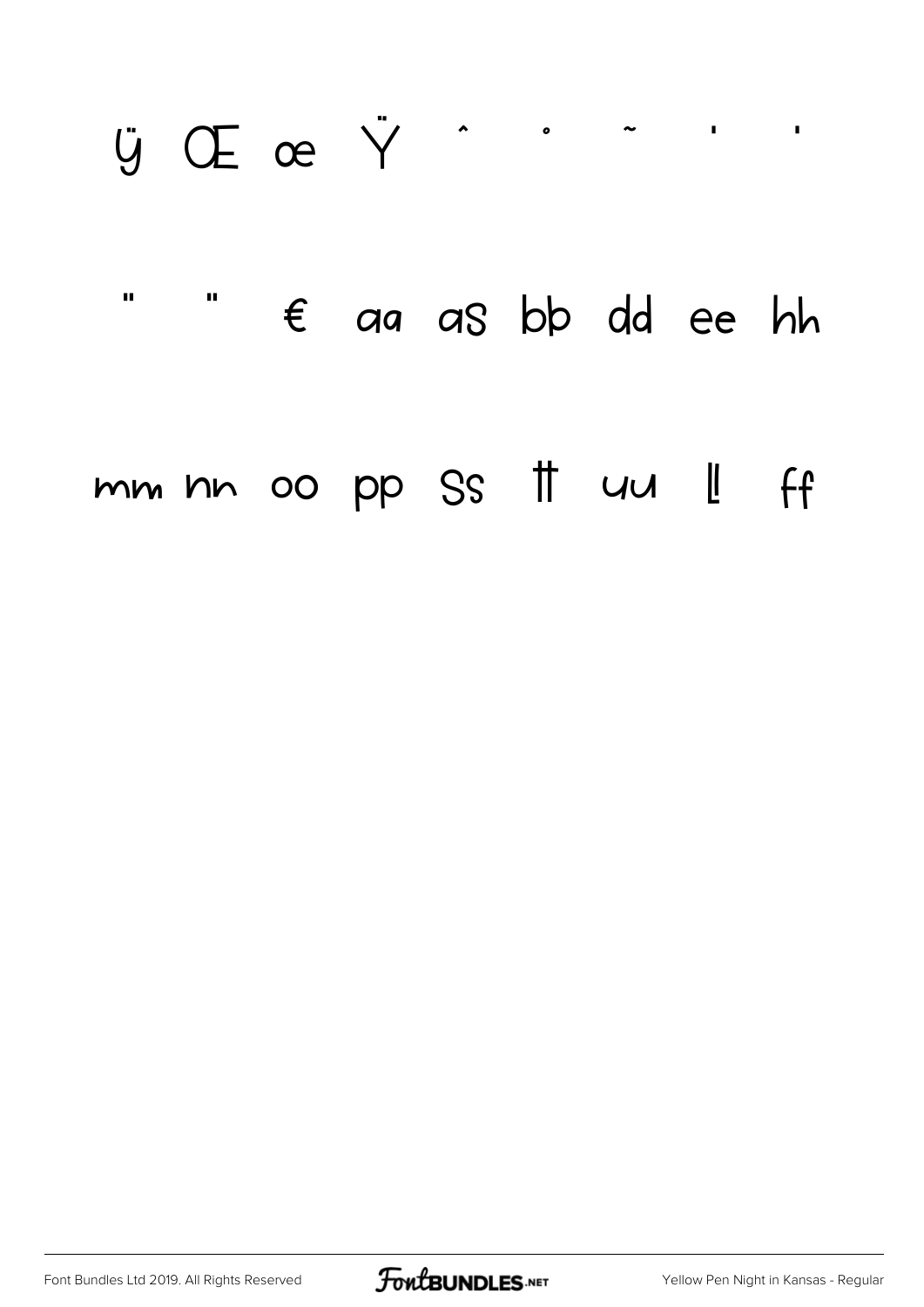ÿ Œ œ Ÿ ˆ ˚ ˜ ' '

" " € aa as bb dd ee hh

mm nn oo pp ss tt uu ll ff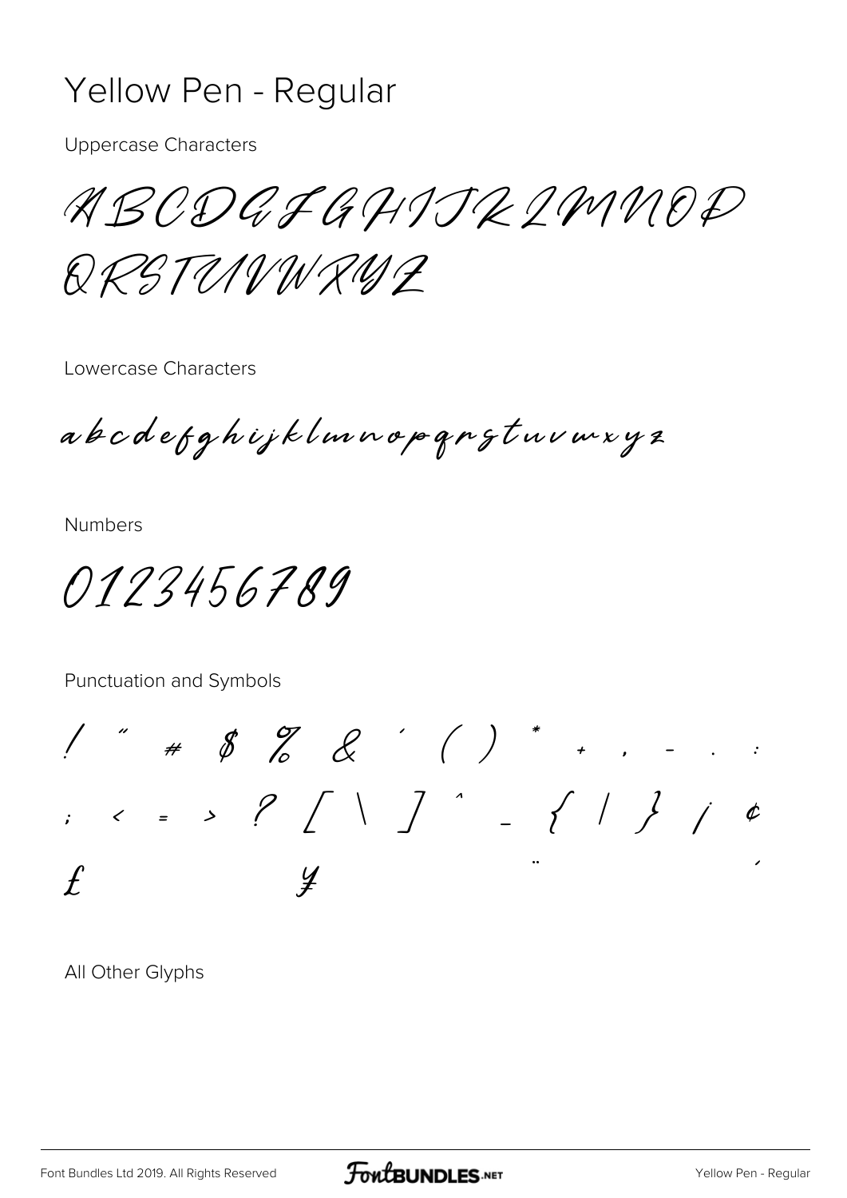# Yellow Pen - Regular

Uppercase Characters

ABCDEFGHIJKLMNOP
QRSTUVWXYZ

Lowercase Characters

abcdefghijklmnopqrstuvwxyz

Numbers

0123456789

Punctuation and Symbols

! " # $ % & ' ( ) * + , - . :
; < = > ? [ \ ] ^ _ { | } ¡ ¢
£ ¥ ¨ ´

All Other Glyphs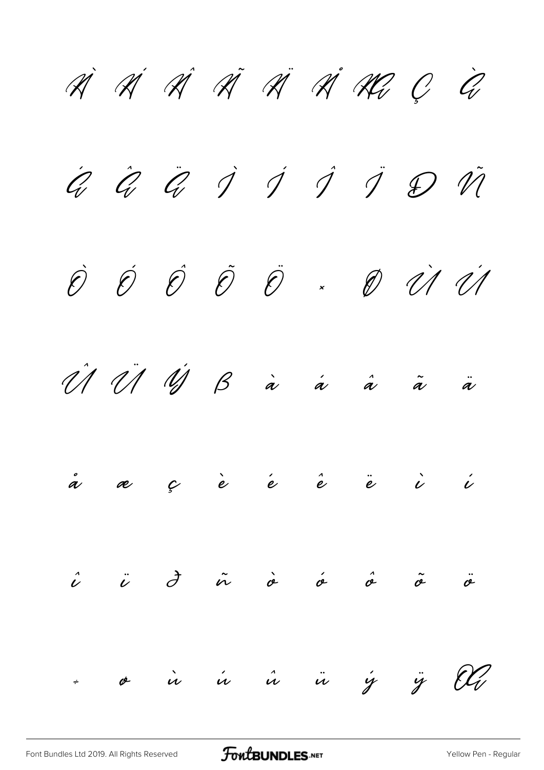À Á Â Ã Ä Å Æ Ç È

É Ê Ë Ì Í Î Ï Ð Ñ

Ò Ó Ô Õ Ö × Ø Ù Ú

Û Ü Ý ß à á â ã ä

å æ ç è é ê ë ì í

î ï ð ñ ò ó ô õ ö

÷ ø ù ú û ü ý ÿ Œ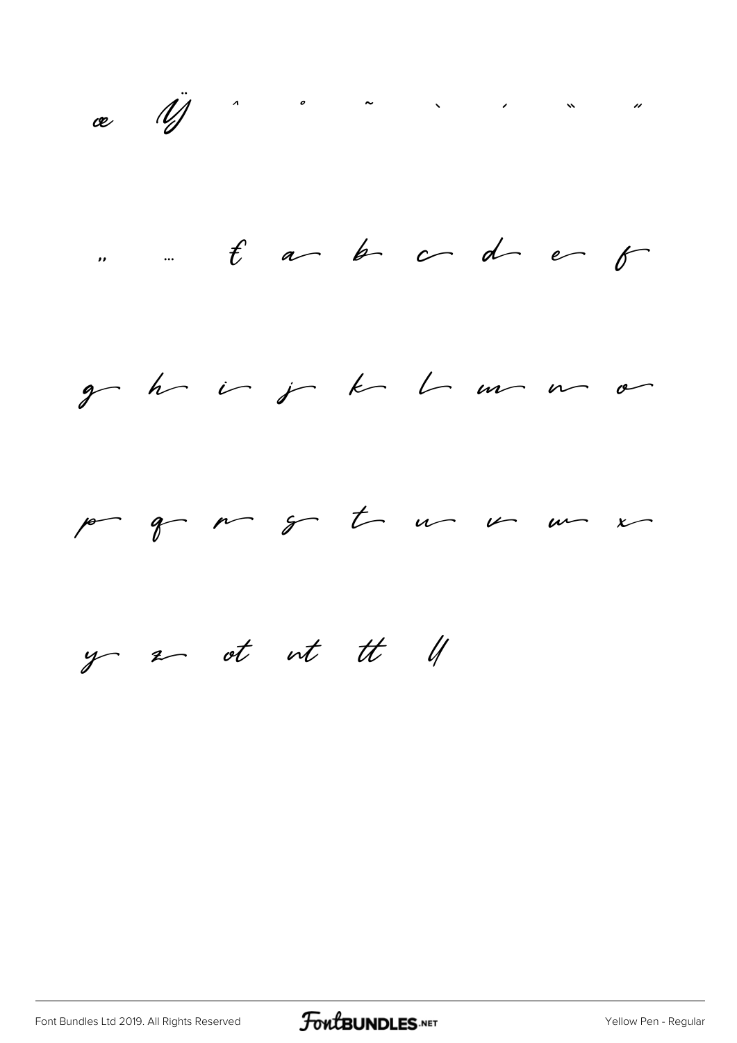œ Ÿ ˆ ˚ ˜ ` ´ " "

„ … ₤ a b c d e f

g h i j k l m n o

p q r s t u v w x

y z ot nt tt ll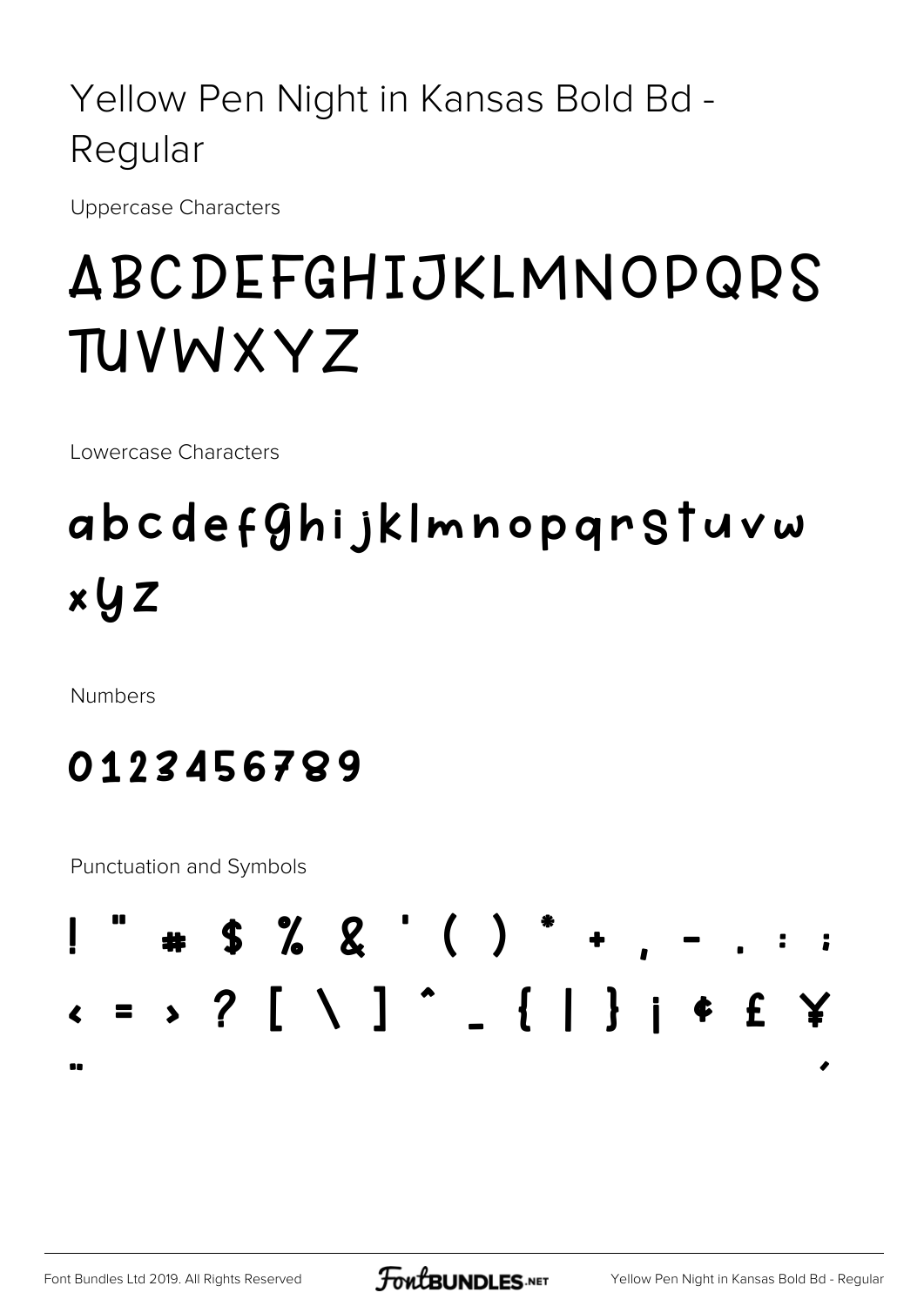# Yellow Pen Night in Kansas Bold Bd - Regular

Uppercase Characters

ABCDEFGHIJKLMNOPQRS TUVWXYZ

Lowercase Characters

abcdefghijklmnopqrstuvw xyz

Numbers

0123456789

Punctuation and Symbols

! " # $ % & ' ( ) * + , - . : ;
< = > ? [ \ ] ^ _ { | } ¡ ¢ £ ¥
¨ ´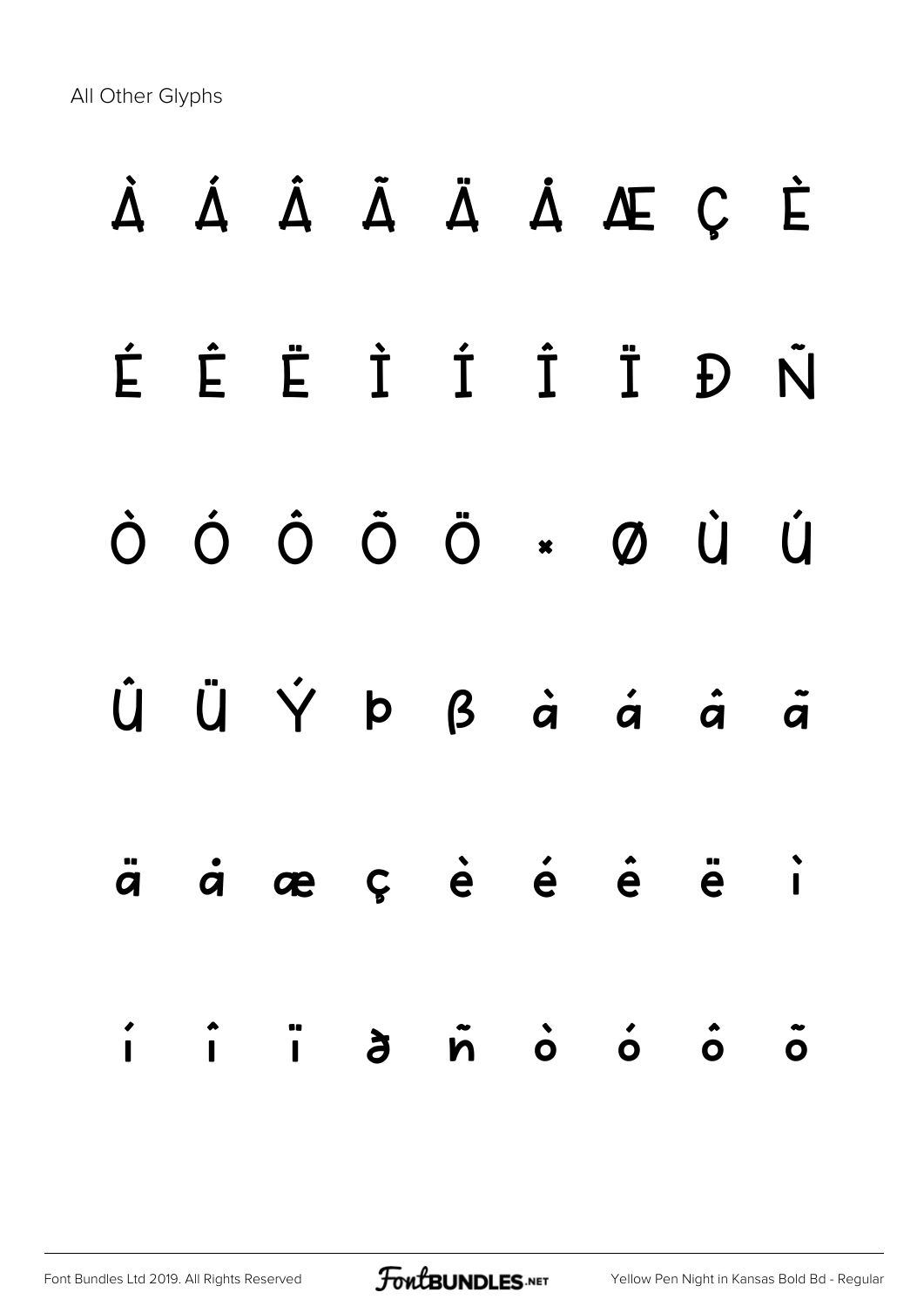All Other Glyphs

À Á Â Ã Ä Å Æ Ç È

É Ê Ë Ì Í Î Ï Ð Ñ

Ò Ó Ô Õ Ö × Ø Ù Ú

Û Ü Ý Þ ß à á â ã

ä å æ ç è é ê ë ì

í î ï ð ñ ò ó ô õ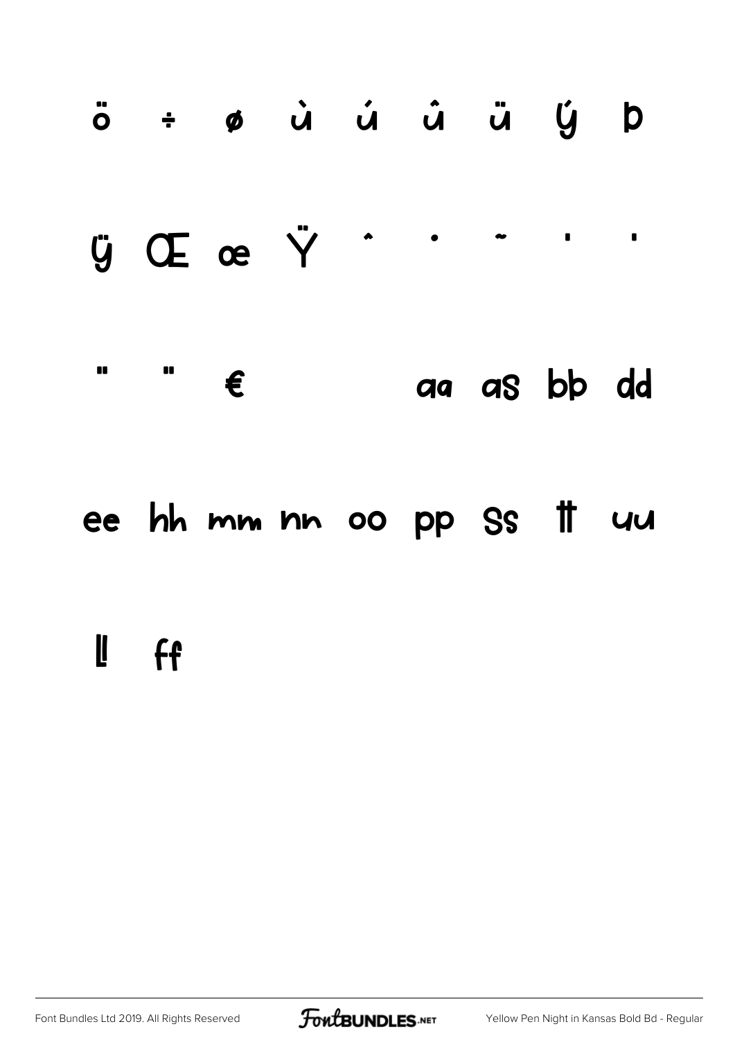ö ÷ ø ù ú û ü ý þ

ÿ Œ œ Ÿ ˆ ˙ ˜ ' '

" " €     aa as bb dd

ee hh mm nn oo pp ss tt uu

ll ff